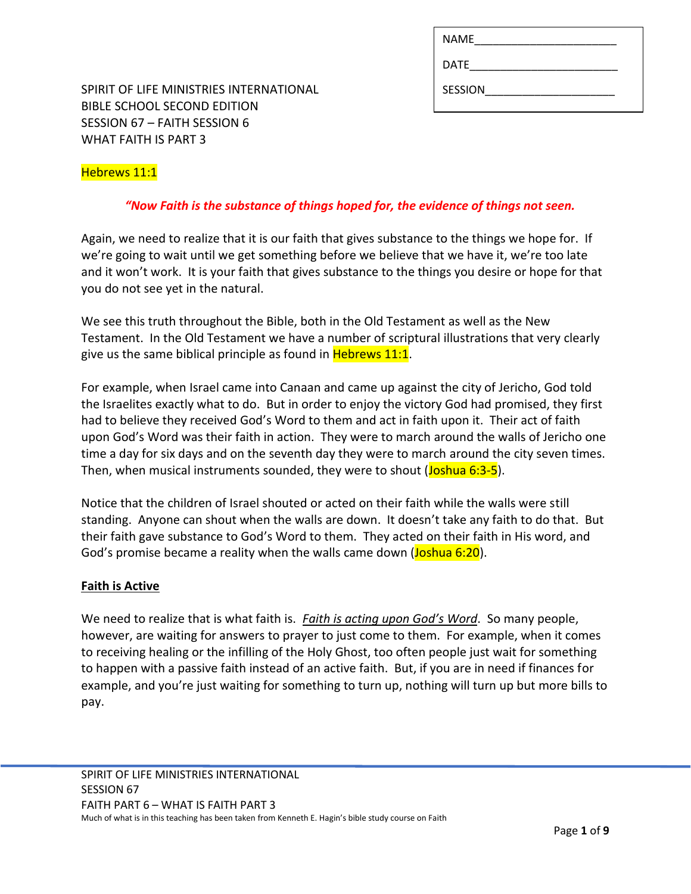| |
|---|
| NAME_______________________ |
| DATE_______________________ |
| SESSION_____________________ |

SPIRIT OF LIFE MINISTRIES INTERNATIONAL
BIBLE SCHOOL SECOND EDITION
SESSION 67 – FAITH SESSION 6
WHAT FAITH IS PART 3

Hebrews 11:1

*"Now Faith is the substance of things hoped for, the evidence of things not seen.*

Again, we need to realize that it is our faith that gives substance to the things we hope for. If we're going to wait until we get something before we believe that we have it, we're too late and it won't work. It is your faith that gives substance to the things you desire or hope for that you do not see yet in the natural.

We see this truth throughout the Bible, both in the Old Testament as well as the New Testament. In the Old Testament we have a number of scriptural illustrations that very clearly give us the same biblical principle as found in Hebrews 11:1.

For example, when Israel came into Canaan and came up against the city of Jericho, God told the Israelites exactly what to do. But in order to enjoy the victory God had promised, they first had to believe they received God's Word to them and act in faith upon it. Their act of faith upon God's Word was their faith in action. They were to march around the walls of Jericho one time a day for six days and on the seventh day they were to march around the city seven times. Then, when musical instruments sounded, they were to shout (Joshua 6:3-5).

Notice that the children of Israel shouted or acted on their faith while the walls were still standing. Anyone can shout when the walls are down. It doesn't take any faith to do that. But their faith gave substance to God's Word to them. They acted on their faith in His word, and God's promise became a reality when the walls came down (Joshua 6:20).

## Faith is Active

We need to realize that is what faith is. *Faith is acting upon God's Word*. So many people, however, are waiting for answers to prayer to just come to them. For example, when it comes to receiving healing or the infilling of the Holy Ghost, too often people just wait for something to happen with a passive faith instead of an active faith. But, if you are in need if finances for example, and you're just waiting for something to turn up, nothing will turn up but more bills to pay.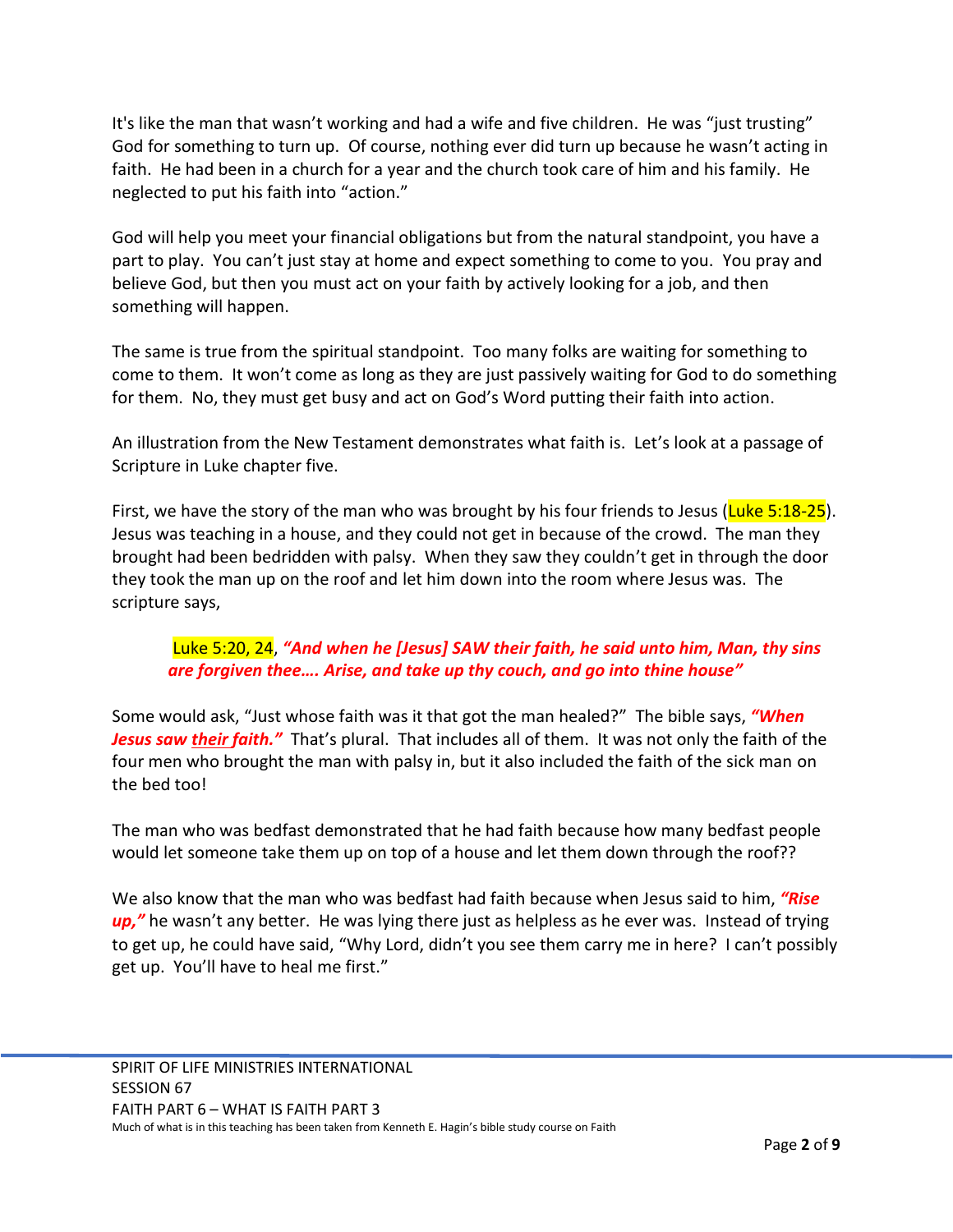It's like the man that wasn't working and had a wife and five children. He was "just trusting" God for something to turn up. Of course, nothing ever did turn up because he wasn't acting in faith. He had been in a church for a year and the church took care of him and his family. He neglected to put his faith into "action."

God will help you meet your financial obligations but from the natural standpoint, you have a part to play. You can't just stay at home and expect something to come to you. You pray and believe God, but then you must act on your faith by actively looking for a job, and then something will happen.

The same is true from the spiritual standpoint. Too many folks are waiting for something to come to them. It won't come as long as they are just passively waiting for God to do something for them. No, they must get busy and act on God's Word putting their faith into action.

An illustration from the New Testament demonstrates what faith is. Let's look at a passage of Scripture in Luke chapter five.

First, we have the story of the man who was brought by his four friends to Jesus (Luke 5:18-25). Jesus was teaching in a house, and they could not get in because of the crowd. The man they brought had been bedridden with palsy. When they saw they couldn't get in through the door they took the man up on the roof and let him down into the room where Jesus was. The scripture says,

> Luke 5:20, 24, ***"And when he [Jesus] SAW their faith, he said unto him, Man, thy sins are forgiven thee…. Arise, and take up thy couch, and go into thine house"***

Some would ask, "Just whose faith was it that got the man healed?" The bible says, ***"When Jesus saw their faith."*** That's plural. That includes all of them. It was not only the faith of the four men who brought the man with palsy in, but it also included the faith of the sick man on the bed too!

The man who was bedfast demonstrated that he had faith because how many bedfast people would let someone take them up on top of a house and let them down through the roof??

We also know that the man who was bedfast had faith because when Jesus said to him, ***"Rise up,"*** he wasn't any better. He was lying there just as helpless as he ever was. Instead of trying to get up, he could have said, "Why Lord, didn't you see them carry me in here? I can't possibly get up. You'll have to heal me first."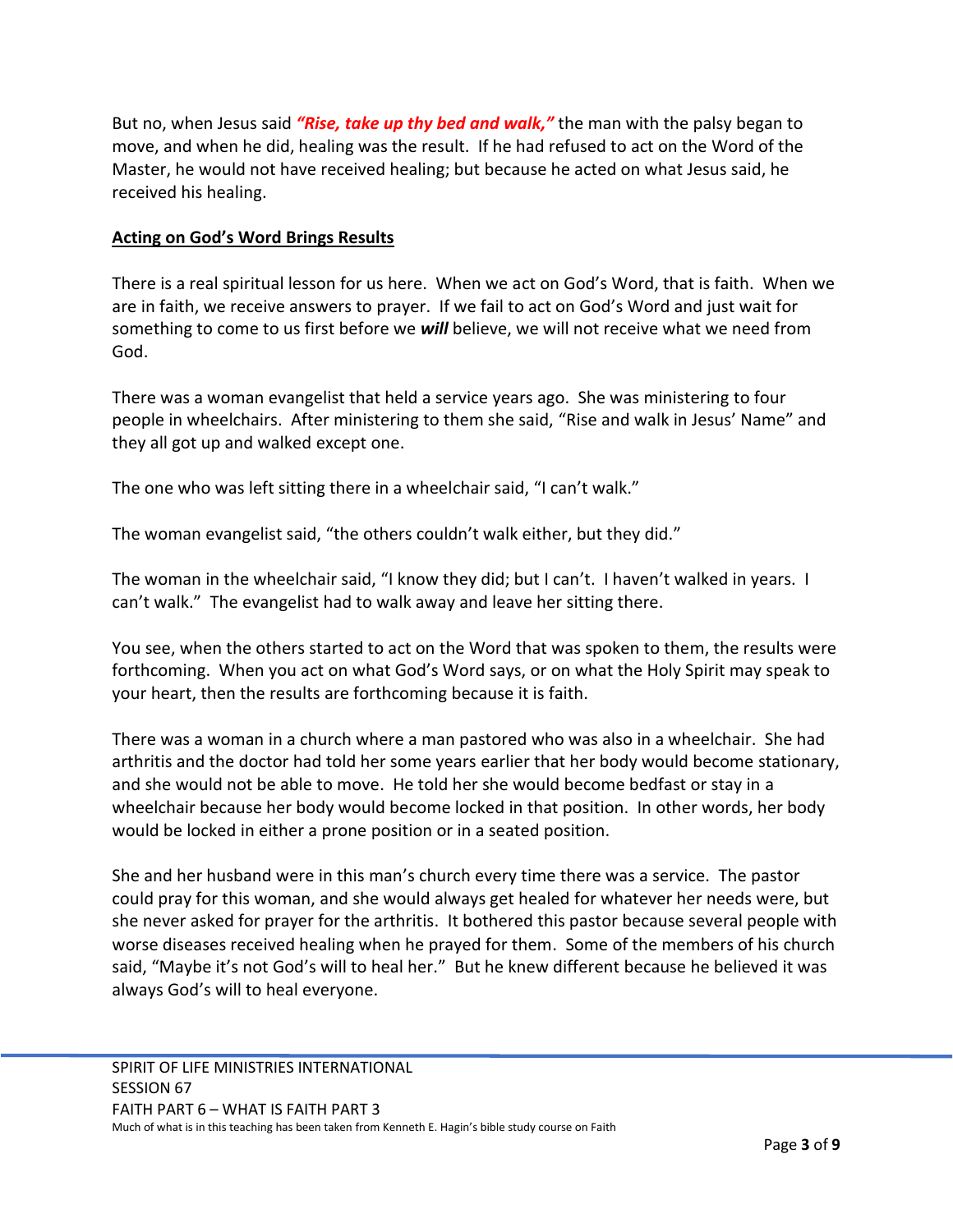But no, when Jesus said ***"Rise, take up thy bed and walk,"*** the man with the palsy began to move, and when he did, healing was the result. If he had refused to act on the Word of the Master, he would not have received healing; but because he acted on what Jesus said, he received his healing.

## Acting on God's Word Brings Results

There is a real spiritual lesson for us here. When we act on God's Word, that is faith. When we are in faith, we receive answers to prayer. If we fail to act on God's Word and just wait for something to come to us first before we ***will*** believe, we will not receive what we need from God.

There was a woman evangelist that held a service years ago. She was ministering to four people in wheelchairs. After ministering to them she said, "Rise and walk in Jesus' Name" and they all got up and walked except one.

The one who was left sitting there in a wheelchair said, "I can't walk."

The woman evangelist said, "the others couldn't walk either, but they did."

The woman in the wheelchair said, "I know they did; but I can't. I haven't walked in years. I can't walk." The evangelist had to walk away and leave her sitting there.

You see, when the others started to act on the Word that was spoken to them, the results were forthcoming. When you act on what God's Word says, or on what the Holy Spirit may speak to your heart, then the results are forthcoming because it is faith.

There was a woman in a church where a man pastored who was also in a wheelchair. She had arthritis and the doctor had told her some years earlier that her body would become stationary, and she would not be able to move. He told her she would become bedfast or stay in a wheelchair because her body would become locked in that position. In other words, her body would be locked in either a prone position or in a seated position.

She and her husband were in this man's church every time there was a service. The pastor could pray for this woman, and she would always get healed for whatever her needs were, but she never asked for prayer for the arthritis. It bothered this pastor because several people with worse diseases received healing when he prayed for them. Some of the members of his church said, "Maybe it's not God's will to heal her." But he knew different because he believed it was always God's will to heal everyone.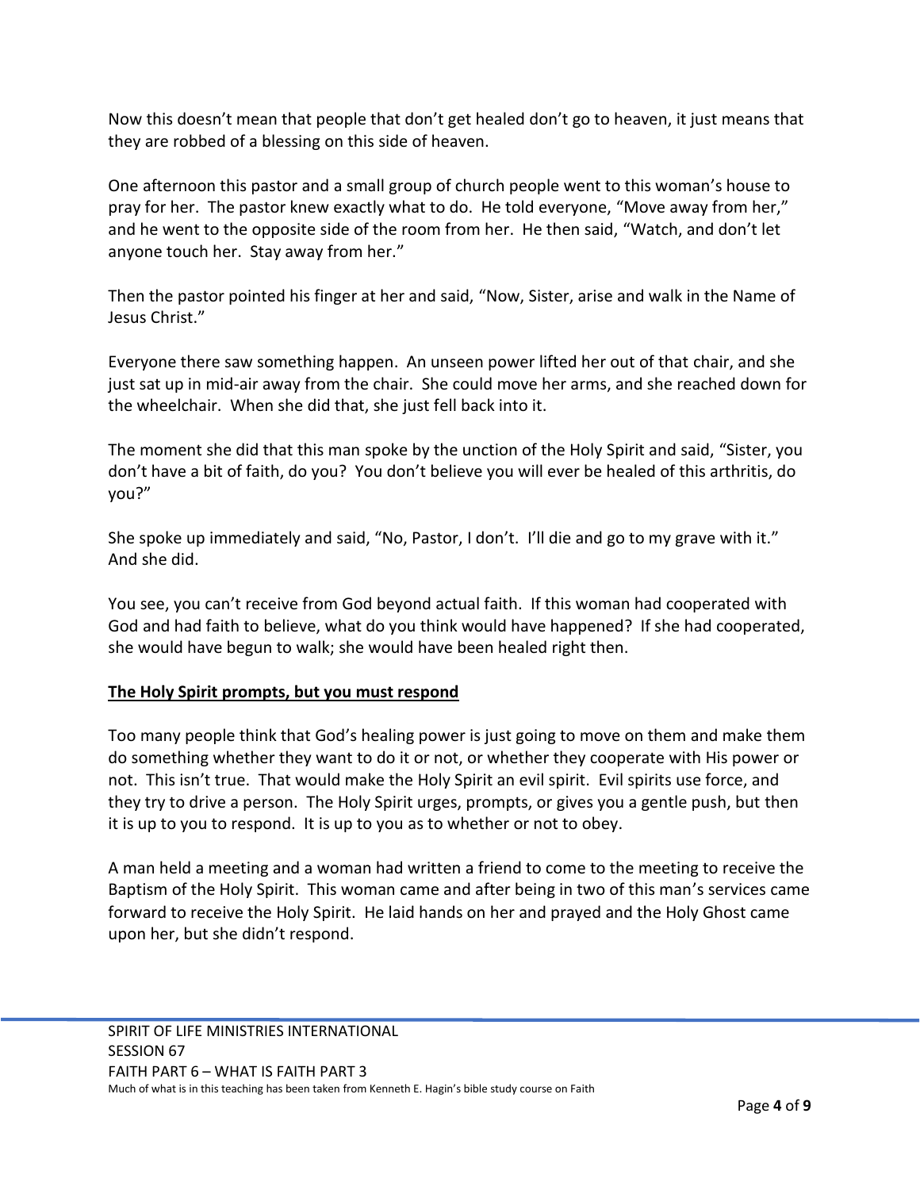Now this doesn't mean that people that don't get healed don't go to heaven, it just means that they are robbed of a blessing on this side of heaven.

One afternoon this pastor and a small group of church people went to this woman's house to pray for her. The pastor knew exactly what to do. He told everyone, "Move away from her," and he went to the opposite side of the room from her. He then said, "Watch, and don't let anyone touch her. Stay away from her."

Then the pastor pointed his finger at her and said, "Now, Sister, arise and walk in the Name of Jesus Christ."

Everyone there saw something happen. An unseen power lifted her out of that chair, and she just sat up in mid-air away from the chair. She could move her arms, and she reached down for the wheelchair. When she did that, she just fell back into it.

The moment she did that this man spoke by the unction of the Holy Spirit and said, "Sister, you don't have a bit of faith, do you? You don't believe you will ever be healed of this arthritis, do you?"

She spoke up immediately and said, "No, Pastor, I don't. I'll die and go to my grave with it." And she did.

You see, you can't receive from God beyond actual faith. If this woman had cooperated with God and had faith to believe, what do you think would have happened? If she had cooperated, she would have begun to walk; she would have been healed right then.

**The Holy Spirit prompts, but you must respond**

Too many people think that God's healing power is just going to move on them and make them do something whether they want to do it or not, or whether they cooperate with His power or not. This isn't true. That would make the Holy Spirit an evil spirit. Evil spirits use force, and they try to drive a person. The Holy Spirit urges, prompts, or gives you a gentle push, but then it is up to you to respond. It is up to you as to whether or not to obey.

A man held a meeting and a woman had written a friend to come to the meeting to receive the Baptism of the Holy Spirit. This woman came and after being in two of this man's services came forward to receive the Holy Spirit. He laid hands on her and prayed and the Holy Ghost came upon her, but she didn't respond.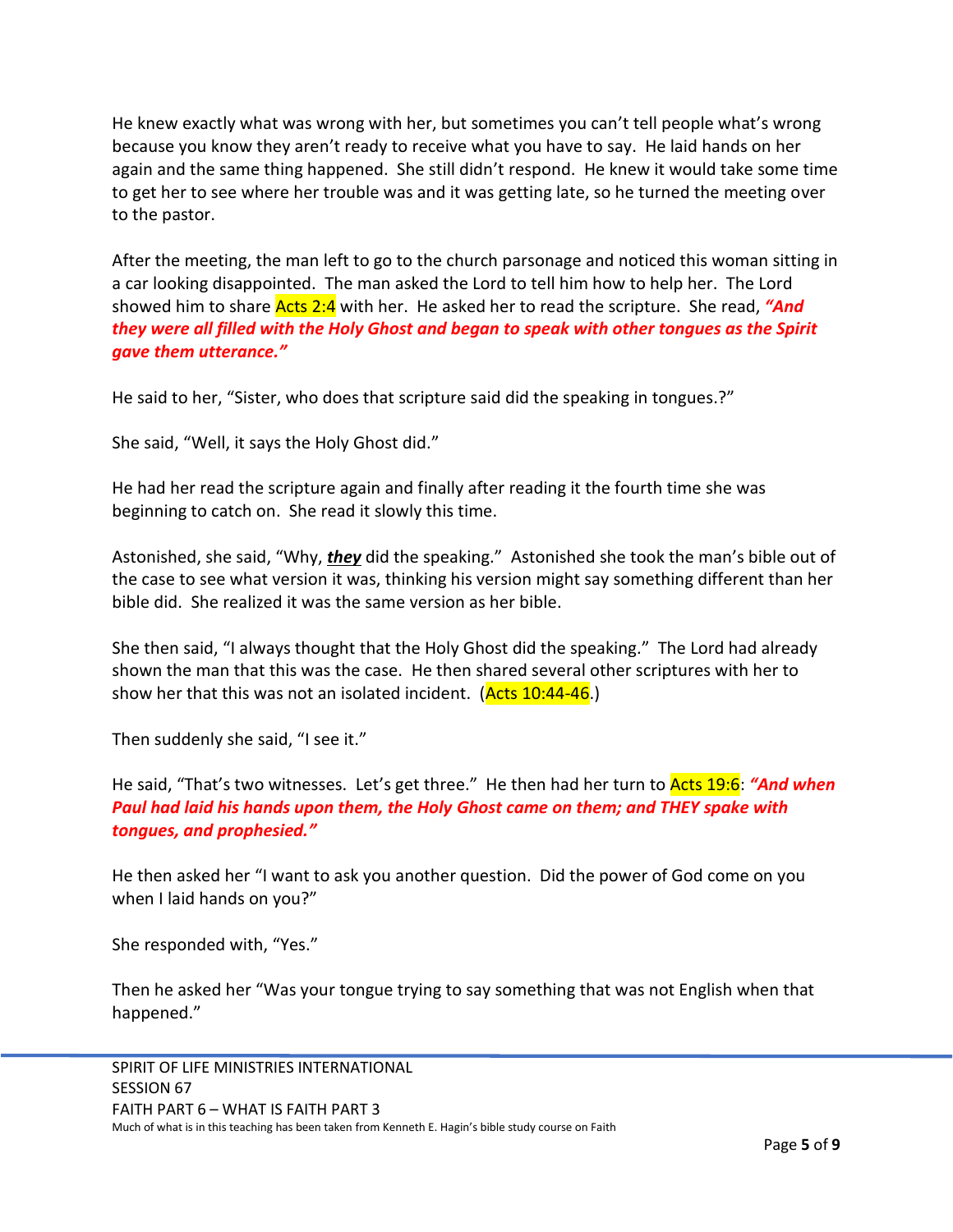He knew exactly what was wrong with her, but sometimes you can't tell people what's wrong because you know they aren't ready to receive what you have to say. He laid hands on her again and the same thing happened. She still didn't respond. He knew it would take some time to get her to see where her trouble was and it was getting late, so he turned the meeting over to the pastor.

After the meeting, the man left to go to the church parsonage and noticed this woman sitting in a car looking disappointed. The man asked the Lord to tell him how to help her. The Lord showed him to share Acts 2:4 with her. He asked her to read the scripture. She read, ***"And they were all filled with the Holy Ghost and began to speak with other tongues as the Spirit gave them utterance."***

He said to her, "Sister, who does that scripture said did the speaking in tongues.?"

She said, "Well, it says the Holy Ghost did."

He had her read the scripture again and finally after reading it the fourth time she was beginning to catch on. She read it slowly this time.

Astonished, she said, "Why, ***<u>they</u>*** did the speaking." Astonished she took the man's bible out of the case to see what version it was, thinking his version might say something different than her bible did. She realized it was the same version as her bible.

She then said, "I always thought that the Holy Ghost did the speaking." The Lord had already shown the man that this was the case. He then shared several other scriptures with her to show her that this was not an isolated incident. (Acts 10:44-46.)

Then suddenly she said, "I see it."

He said, "That's two witnesses. Let's get three." He then had her turn to Acts 19:6: ***"And when Paul had laid his hands upon them, the Holy Ghost came on them; and THEY spake with tongues, and prophesied."***

He then asked her "I want to ask you another question. Did the power of God come on you when I laid hands on you?"

She responded with, "Yes."

Then he asked her "Was your tongue trying to say something that was not English when that happened."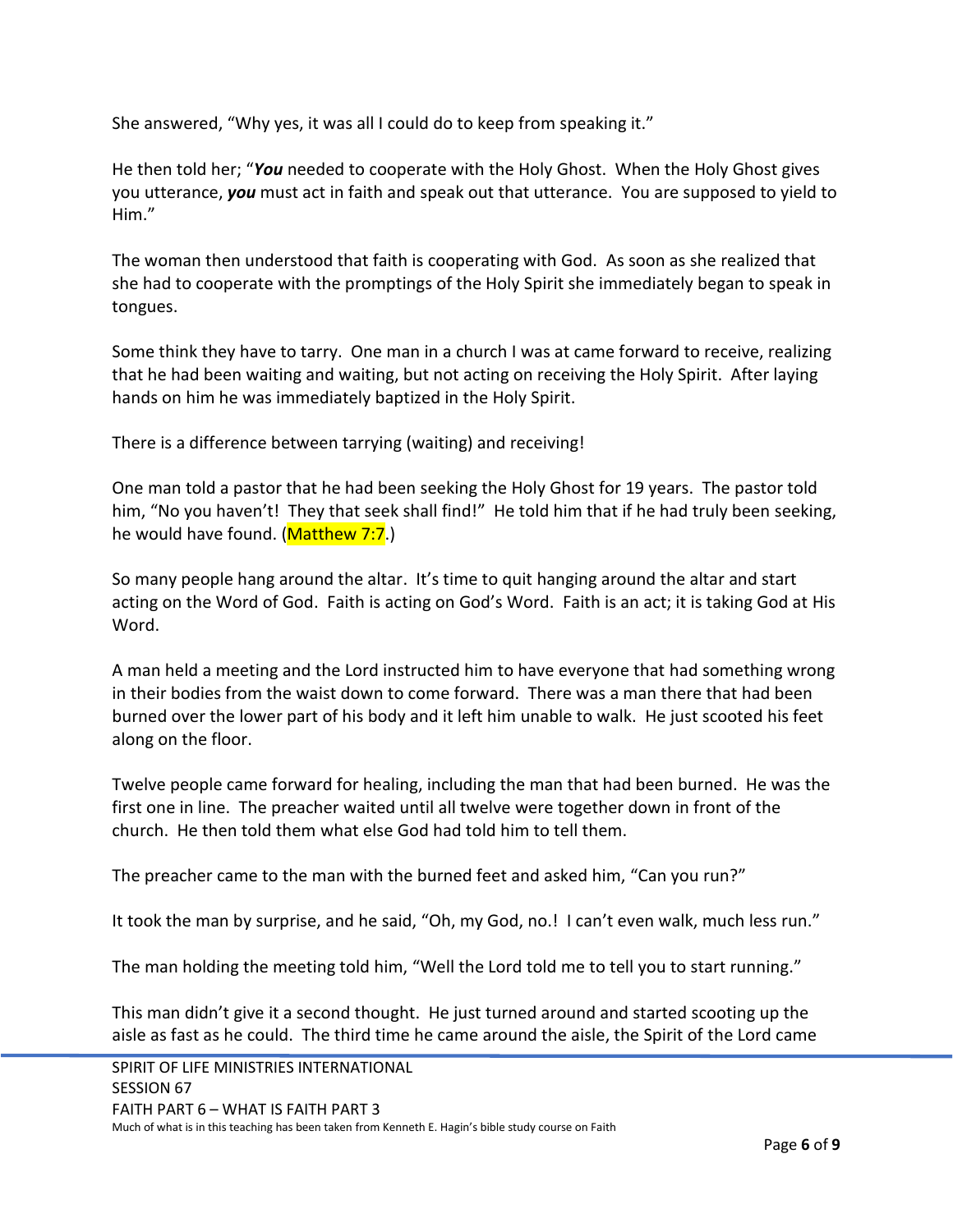She answered, “Why yes, it was all I could do to keep from speaking it.”

He then told her; “***You*** needed to cooperate with the Holy Ghost. When the Holy Ghost gives you utterance, ***you*** must act in faith and speak out that utterance. You are supposed to yield to Him.”

The woman then understood that faith is cooperating with God. As soon as she realized that she had to cooperate with the promptings of the Holy Spirit she immediately began to speak in tongues.

Some think they have to tarry. One man in a church I was at came forward to receive, realizing that he had been waiting and waiting, but not acting on receiving the Holy Spirit. After laying hands on him he was immediately baptized in the Holy Spirit.

There is a difference between tarrying (waiting) and receiving!

One man told a pastor that he had been seeking the Holy Ghost for 19 years. The pastor told him, “No you haven’t! They that seek shall find!” He told him that if he had truly been seeking, he would have found. (Matthew 7:7.)

So many people hang around the altar. It’s time to quit hanging around the altar and start acting on the Word of God. Faith is acting on God’s Word. Faith is an act; it is taking God at His Word.

A man held a meeting and the Lord instructed him to have everyone that had something wrong in their bodies from the waist down to come forward. There was a man there that had been burned over the lower part of his body and it left him unable to walk. He just scooted his feet along on the floor.

Twelve people came forward for healing, including the man that had been burned. He was the first one in line. The preacher waited until all twelve were together down in front of the church. He then told them what else God had told him to tell them.

The preacher came to the man with the burned feet and asked him, “Can you run?”

It took the man by surprise, and he said, “Oh, my God, no.! I can’t even walk, much less run.”

The man holding the meeting told him, “Well the Lord told me to tell you to start running.”

This man didn’t give it a second thought. He just turned around and started scooting up the aisle as fast as he could. The third time he came around the aisle, the Spirit of the Lord came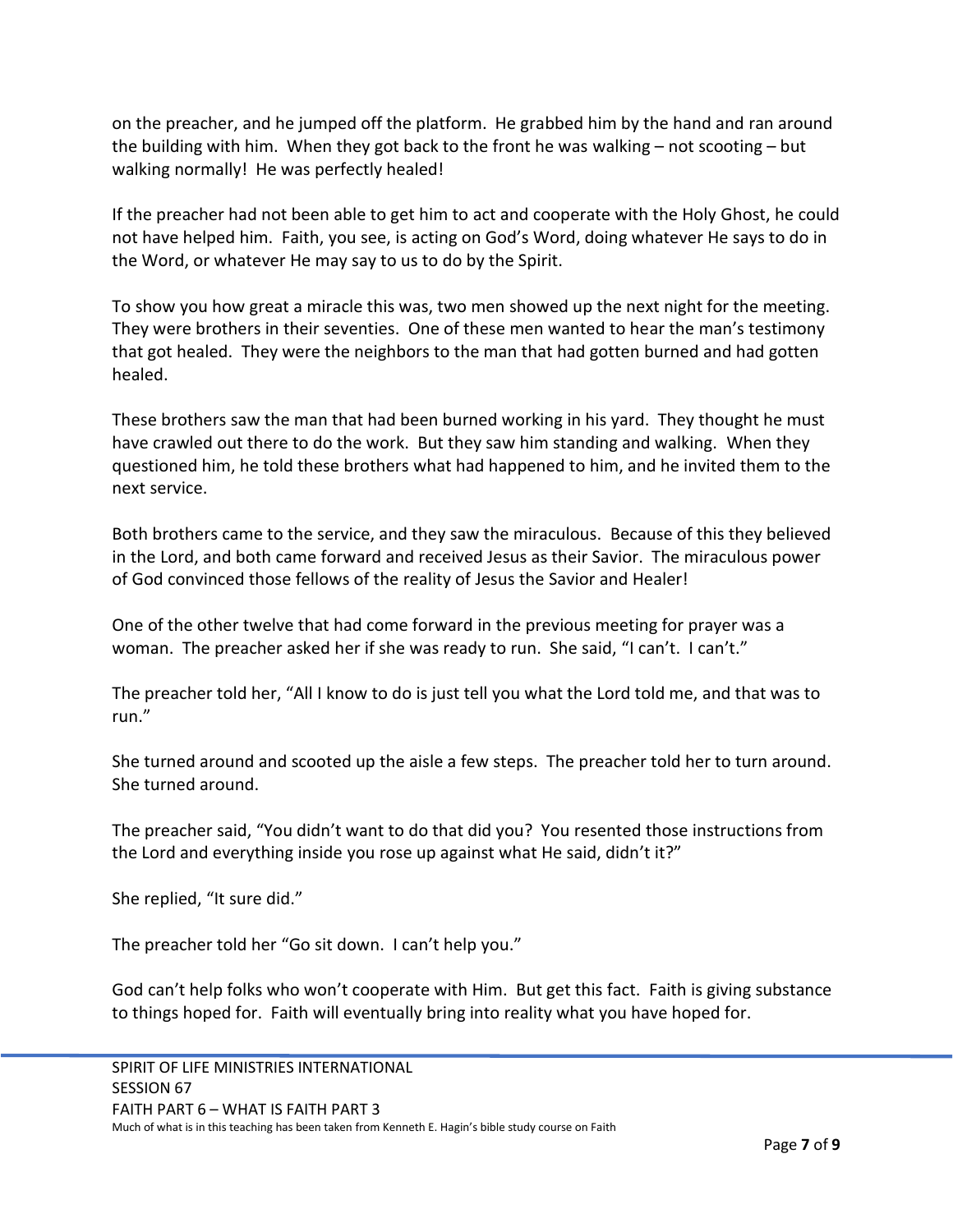on the preacher, and he jumped off the platform. He grabbed him by the hand and ran around the building with him. When they got back to the front he was walking – not scooting – but walking normally! He was perfectly healed!

If the preacher had not been able to get him to act and cooperate with the Holy Ghost, he could not have helped him. Faith, you see, is acting on God's Word, doing whatever He says to do in the Word, or whatever He may say to us to do by the Spirit.

To show you how great a miracle this was, two men showed up the next night for the meeting. They were brothers in their seventies. One of these men wanted to hear the man's testimony that got healed. They were the neighbors to the man that had gotten burned and had gotten healed.

These brothers saw the man that had been burned working in his yard. They thought he must have crawled out there to do the work. But they saw him standing and walking. When they questioned him, he told these brothers what had happened to him, and he invited them to the next service.

Both brothers came to the service, and they saw the miraculous. Because of this they believed in the Lord, and both came forward and received Jesus as their Savior. The miraculous power of God convinced those fellows of the reality of Jesus the Savior and Healer!

One of the other twelve that had come forward in the previous meeting for prayer was a woman. The preacher asked her if she was ready to run. She said, "I can't. I can't."

The preacher told her, "All I know to do is just tell you what the Lord told me, and that was to run."

She turned around and scooted up the aisle a few steps. The preacher told her to turn around. She turned around.

The preacher said, "You didn't want to do that did you? You resented those instructions from the Lord and everything inside you rose up against what He said, didn't it?"

She replied, "It sure did."

The preacher told her "Go sit down. I can't help you."

God can't help folks who won't cooperate with Him. But get this fact. Faith is giving substance to things hoped for. Faith will eventually bring into reality what you have hoped for.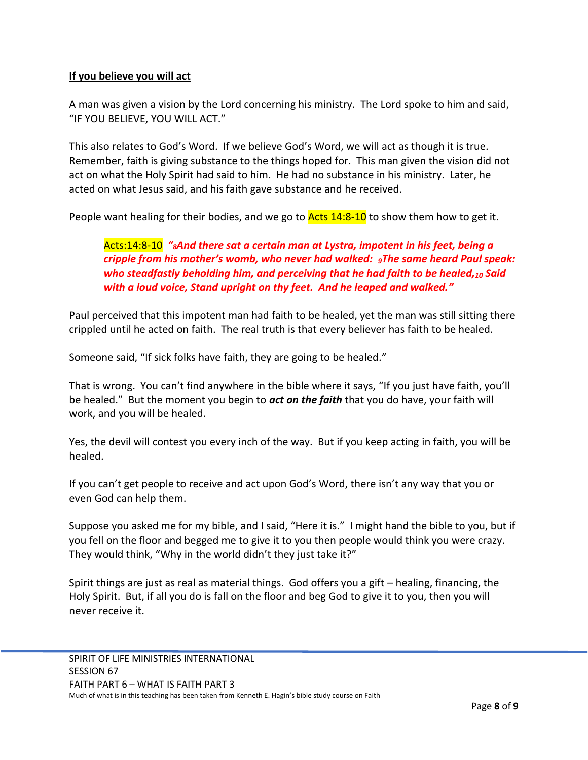**If you believe you will act**

A man was given a vision by the Lord concerning his ministry. The Lord spoke to him and said, "IF YOU BELIEVE, YOU WILL ACT."

This also relates to God's Word. If we believe God's Word, we will act as though it is true. Remember, faith is giving substance to the things hoped for. This man given the vision did not act on what the Holy Spirit had said to him. He had no substance in his ministry. Later, he acted on what Jesus said, and his faith gave substance and he received.

People want healing for their bodies, and we go to Acts 14:8-10 to show them how to get it.

> Acts:14:8-10 ***"8And there sat a certain man at Lystra, impotent in his feet, being a cripple from his mother's womb, who never had walked: 9The same heard Paul speak: who steadfastly beholding him, and perceiving that he had faith to be healed,10 Said with a loud voice, Stand upright on thy feet. And he leaped and walked."***

Paul perceived that this impotent man had faith to be healed, yet the man was still sitting there crippled until he acted on faith. The real truth is that every believer has faith to be healed.

Someone said, "If sick folks have faith, they are going to be healed."

That is wrong. You can't find anywhere in the bible where it says, "If you just have faith, you'll be healed." But the moment you begin to ***act on the faith*** that you do have, your faith will work, and you will be healed.

Yes, the devil will contest you every inch of the way. But if you keep acting in faith, you will be healed.

If you can't get people to receive and act upon God's Word, there isn't any way that you or even God can help them.

Suppose you asked me for my bible, and I said, "Here it is." I might hand the bible to you, but if you fell on the floor and begged me to give it to you then people would think you were crazy. They would think, "Why in the world didn't they just take it?"

Spirit things are just as real as material things. God offers you a gift – healing, financing, the Holy Spirit. But, if all you do is fall on the floor and beg God to give it to you, then you will never receive it.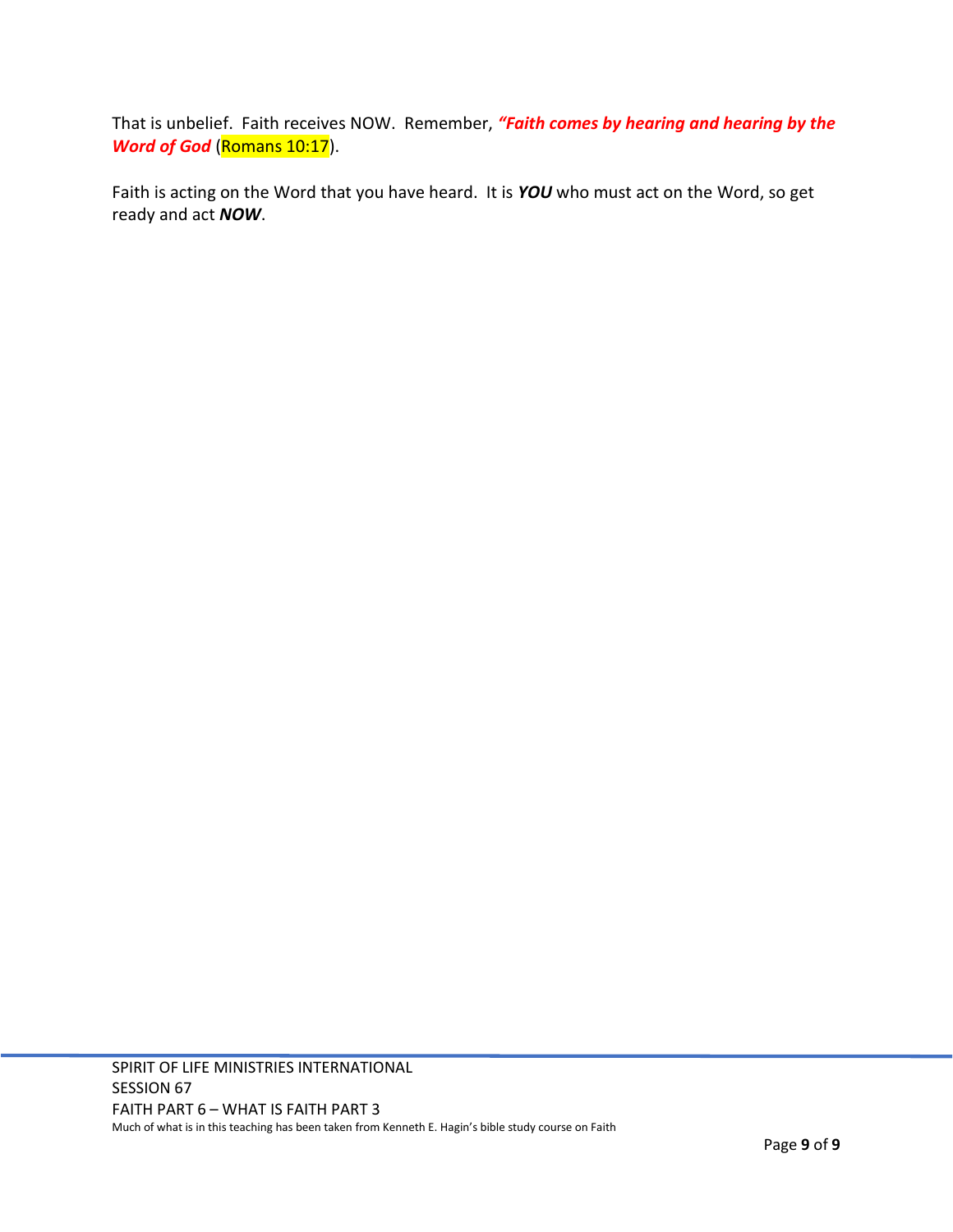That is unbelief. Faith receives NOW. Remember, ***"Faith comes by hearing and hearing by the Word of God*** (Romans 10:17).

Faith is acting on the Word that you have heard. It is ***YOU*** who must act on the Word, so get ready and act ***NOW***.